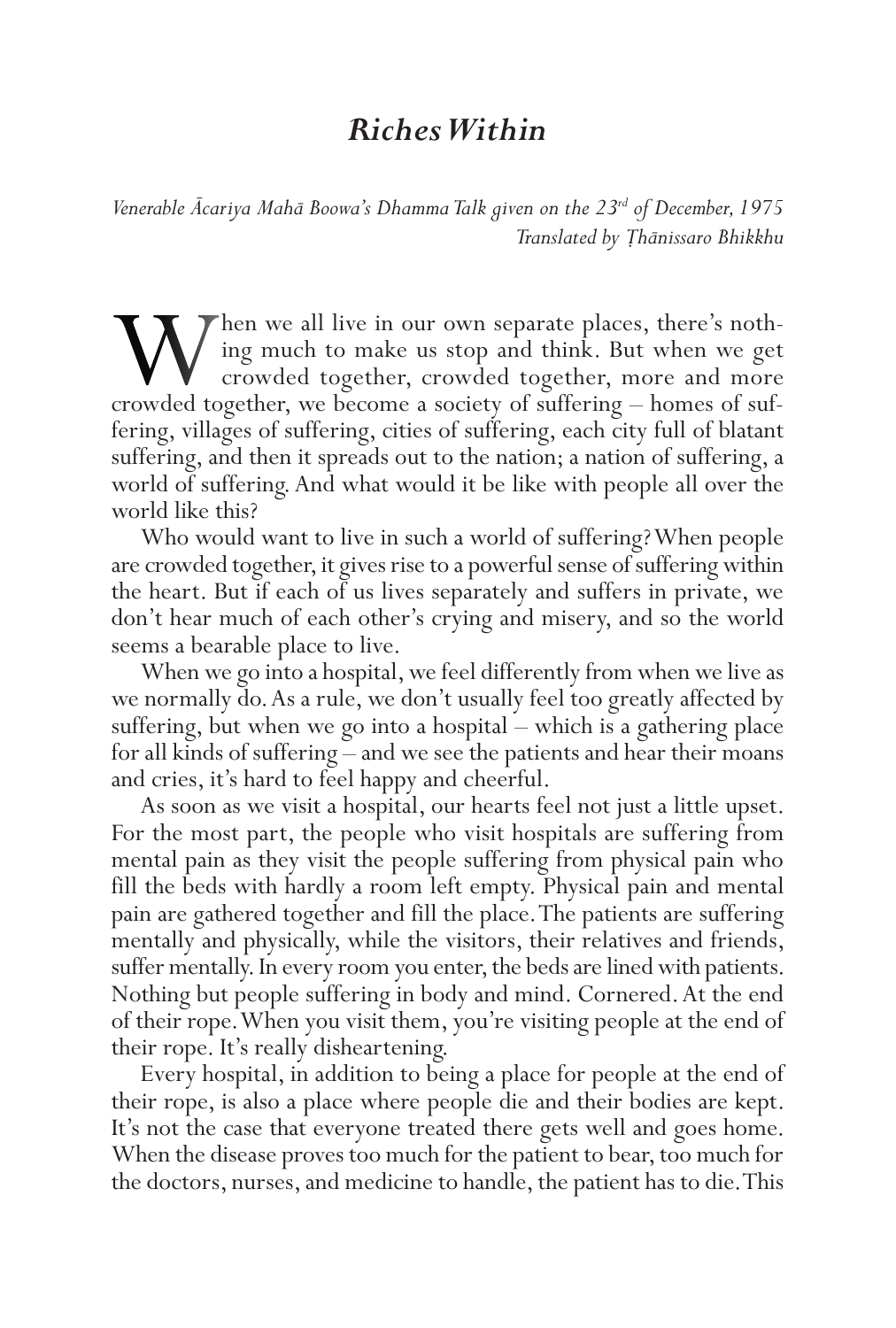# *Riches Within*

*Venerable Ācariya Mahā Boowa's Dhamma Talk given on the 23rd of December, 1975*
*Translated by Ṭhānissaro Bhikkhu*

When we all live in our own separate places, there's nothing much to make us stop and think. But when we get crowded together, crowded together, more and more crowded together, we become a society of suffering – homes of suffering, villages of suffering, cities of suffering, each city full of blatant suffering, and then it spreads out to the nation; a nation of suffering, a world of suffering. And what would it be like with people all over the world like this?

Who would want to live in such a world of suffering? When people are crowded together, it gives rise to a powerful sense of suffering within the heart. But if each of us lives separately and suffers in private, we don't hear much of each other's crying and misery, and so the world seems a bearable place to live.

When we go into a hospital, we feel differently from when we live as we normally do. As a rule, we don't usually feel too greatly affected by suffering, but when we go into a hospital – which is a gathering place for all kinds of suffering – and we see the patients and hear their moans and cries, it's hard to feel happy and cheerful.

As soon as we visit a hospital, our hearts feel not just a little upset. For the most part, the people who visit hospitals are suffering from mental pain as they visit the people suffering from physical pain who fill the beds with hardly a room left empty. Physical pain and mental pain are gathered together and fill the place. The patients are suffering mentally and physically, while the visitors, their relatives and friends, suffer mentally. In every room you enter, the beds are lined with patients. Nothing but people suffering in body and mind. Cornered. At the end of their rope. When you visit them, you're visiting people at the end of their rope. It's really disheartening.

Every hospital, in addition to being a place for people at the end of their rope, is also a place where people die and their bodies are kept. It's not the case that everyone treated there gets well and goes home. When the disease proves too much for the patient to bear, too much for the doctors, nurses, and medicine to handle, the patient has to die. This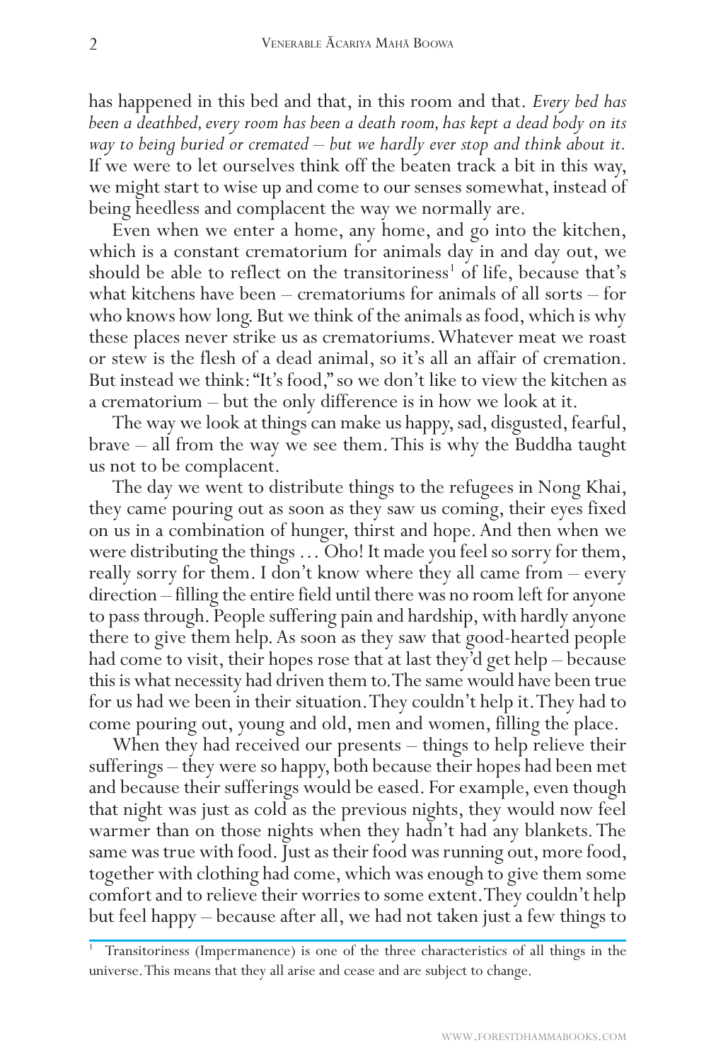has happened in this bed and that, in this room and that. *Every bed has been a deathbed, every room has been a death room, has kept a dead body on its way to being buried or cremated – but we hardly ever stop and think about it.* If we were to let ourselves think off the beaten track a bit in this way, we might start to wise up and come to our senses somewhat, instead of being heedless and complacent the way we normally are.

Even when we enter a home, any home, and go into the kitchen, which is a constant crematorium for animals day in and day out, we should be able to reflect on the transitoriness[1] of life, because that's what kitchens have been – crematoriums for animals of all sorts – for who knows how long. But we think of the animals as food, which is why these places never strike us as crematoriums. Whatever meat we roast or stew is the flesh of a dead animal, so it's all an affair of cremation. But instead we think: "It's food," so we don't like to view the kitchen as a crematorium – but the only difference is in how we look at it.

The way we look at things can make us happy, sad, disgusted, fearful, brave – all from the way we see them. This is why the Buddha taught us not to be complacent.

The day we went to distribute things to the refugees in Nong Khai, they came pouring out as soon as they saw us coming, their eyes fixed on us in a combination of hunger, thirst and hope. And then when we were distributing the things … Oho! It made you feel so sorry for them, really sorry for them. I don't know where they all came from – every direction – filling the entire field until there was no room left for anyone to pass through. People suffering pain and hardship, with hardly anyone there to give them help. As soon as they saw that good-hearted people had come to visit, their hopes rose that at last they'd get help – because this is what necessity had driven them to. The same would have been true for us had we been in their situation. They couldn't help it. They had to come pouring out, young and old, men and women, filling the place.

When they had received our presents – things to help relieve their sufferings – they were so happy, both because their hopes had been met and because their sufferings would be eased. For example, even though that night was just as cold as the previous nights, they would now feel warmer than on those nights when they hadn't had any blankets. The same was true with food. Just as their food was running out, more food, together with clothing had come, which was enough to give them some comfort and to relieve their worries to some extent. They couldn't help but feel happy – because after all, we had not taken just a few things to

[1] Transitoriness (Impermanence) is one of the three characteristics of all things in the universe. This means that they all arise and cease and are subject to change.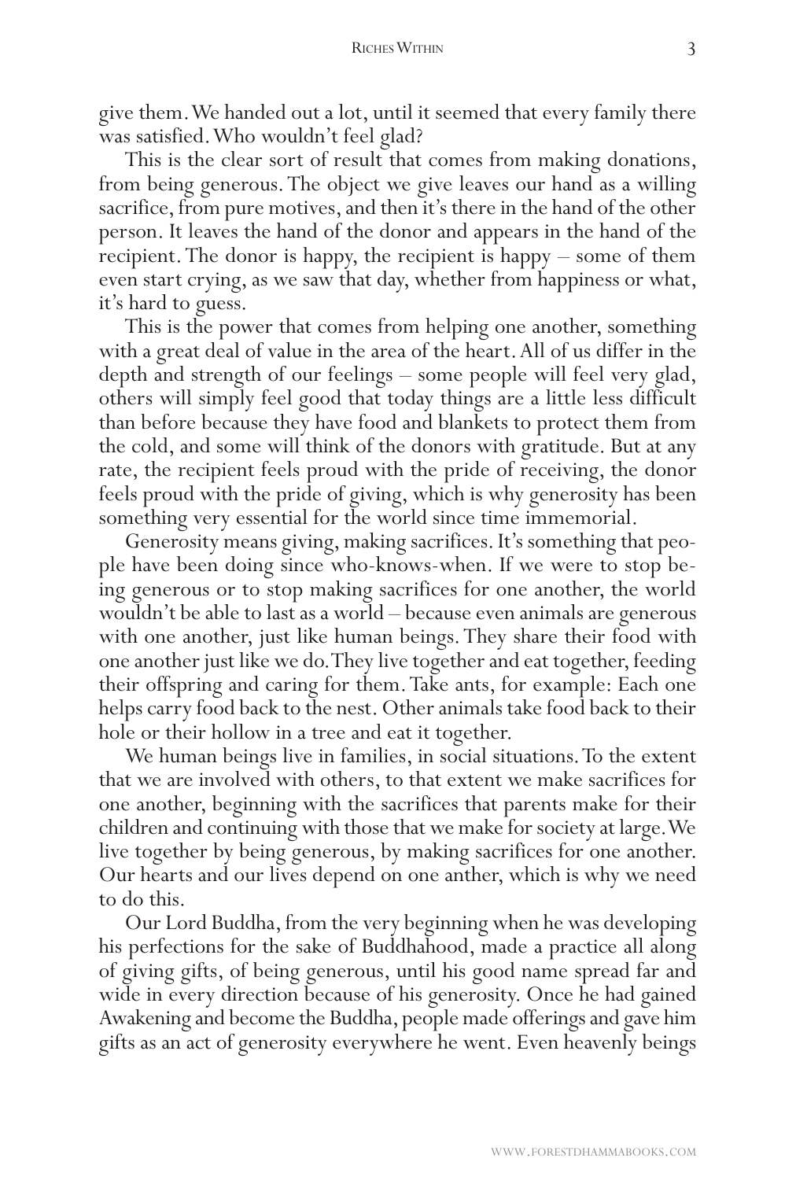give them. We handed out a lot, until it seemed that every family there was satisfied. Who wouldn't feel glad?

This is the clear sort of result that comes from making donations, from being generous. The object we give leaves our hand as a willing sacrifice, from pure motives, and then it's there in the hand of the other person. It leaves the hand of the donor and appears in the hand of the recipient. The donor is happy, the recipient is happy – some of them even start crying, as we saw that day, whether from happiness or what, it's hard to guess.

This is the power that comes from helping one another, something with a great deal of value in the area of the heart. All of us differ in the depth and strength of our feelings – some people will feel very glad, others will simply feel good that today things are a little less difficult than before because they have food and blankets to protect them from the cold, and some will think of the donors with gratitude. But at any rate, the recipient feels proud with the pride of receiving, the donor feels proud with the pride of giving, which is why generosity has been something very essential for the world since time immemorial.

Generosity means giving, making sacrifices. It's something that people have been doing since who-knows-when. If we were to stop being generous or to stop making sacrifices for one another, the world wouldn't be able to last as a world – because even animals are generous with one another, just like human beings. They share their food with one another just like we do. They live together and eat together, feeding their offspring and caring for them. Take ants, for example: Each one helps carry food back to the nest. Other animals take food back to their hole or their hollow in a tree and eat it together.

We human beings live in families, in social situations. To the extent that we are involved with others, to that extent we make sacrifices for one another, beginning with the sacrifices that parents make for their children and continuing with those that we make for society at large. We live together by being generous, by making sacrifices for one another. Our hearts and our lives depend on one anther, which is why we need to do this.

Our Lord Buddha, from the very beginning when he was developing his perfections for the sake of Buddhahood, made a practice all along of giving gifts, of being generous, until his good name spread far and wide in every direction because of his generosity. Once he had gained Awakening and become the Buddha, people made offerings and gave him gifts as an act of generosity everywhere he went. Even heavenly beings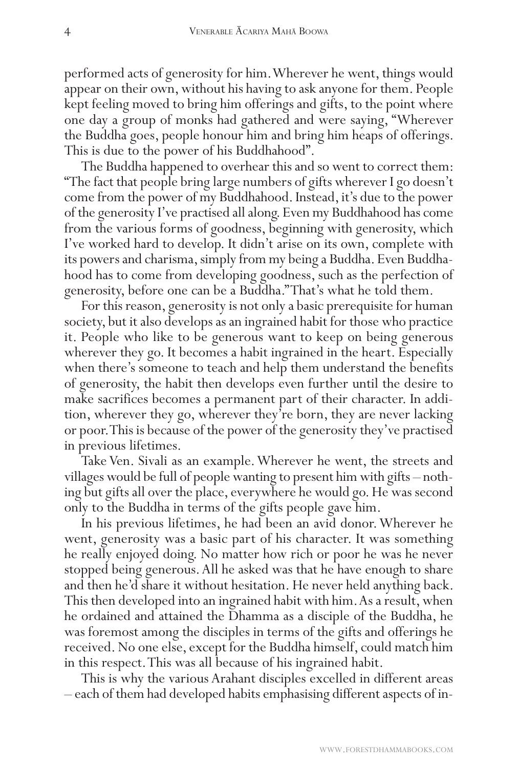performed acts of generosity for him. Wherever he went, things would appear on their own, without his having to ask anyone for them. People kept feeling moved to bring him offerings and gifts, to the point where one day a group of monks had gathered and were saying, "Wherever the Buddha goes, people honour him and bring him heaps of offerings. This is due to the power of his Buddhahood".

The Buddha happened to overhear this and so went to correct them: "The fact that people bring large numbers of gifts wherever I go doesn't come from the power of my Buddhahood. Instead, it's due to the power of the generosity I've practised all along. Even my Buddhahood has come from the various forms of goodness, beginning with generosity, which I've worked hard to develop. It didn't arise on its own, complete with its powers and charisma, simply from my being a Buddha. Even Buddhahood has to come from developing goodness, such as the perfection of generosity, before one can be a Buddha." That's what he told them.

For this reason, generosity is not only a basic prerequisite for human society, but it also develops as an ingrained habit for those who practice it. People who like to be generous want to keep on being generous wherever they go. It becomes a habit ingrained in the heart. Especially when there's someone to teach and help them understand the benefits of generosity, the habit then develops even further until the desire to make sacrifices becomes a permanent part of their character. In addition, wherever they go, wherever they're born, they are never lacking or poor. This is because of the power of the generosity they've practised in previous lifetimes.

Take Ven. Sivali as an example. Wherever he went, the streets and villages would be full of people wanting to present him with gifts – nothing but gifts all over the place, everywhere he would go. He was second only to the Buddha in terms of the gifts people gave him.

In his previous lifetimes, he had been an avid donor. Wherever he went, generosity was a basic part of his character. It was something he really enjoyed doing. No matter how rich or poor he was he never stopped being generous. All he asked was that he have enough to share and then he'd share it without hesitation. He never held anything back. This then developed into an ingrained habit with him. As a result, when he ordained and attained the Dhamma as a disciple of the Buddha, he was foremost among the disciples in terms of the gifts and offerings he received. No one else, except for the Buddha himself, could match him in this respect. This was all because of his ingrained habit.

This is why the various Arahant disciples excelled in different areas – each of them had developed habits emphasising different aspects of in-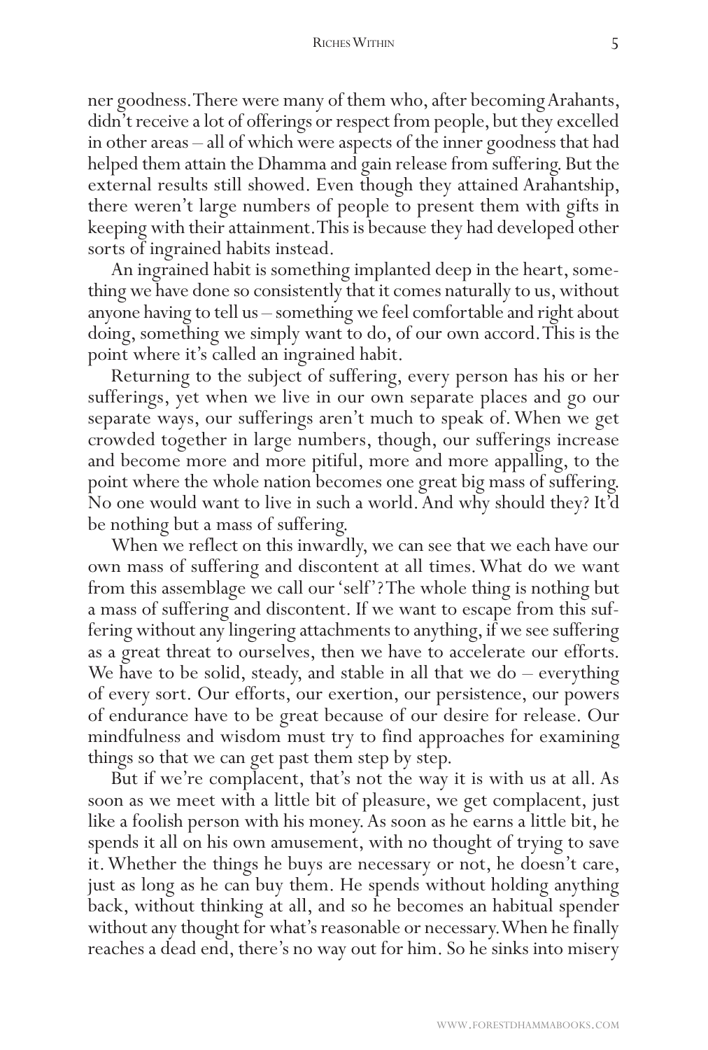ner goodness. There were many of them who, after becoming Arahants, didn't receive a lot of offerings or respect from people, but they excelled in other areas – all of which were aspects of the inner goodness that had helped them attain the Dhamma and gain release from suffering. But the external results still showed. Even though they attained Arahantship, there weren't large numbers of people to present them with gifts in keeping with their attainment. This is because they had developed other sorts of ingrained habits instead.

An ingrained habit is something implanted deep in the heart, something we have done so consistently that it comes naturally to us, without anyone having to tell us – something we feel comfortable and right about doing, something we simply want to do, of our own accord. This is the point where it's called an ingrained habit.

Returning to the subject of suffering, every person has his or her sufferings, yet when we live in our own separate places and go our separate ways, our sufferings aren't much to speak of. When we get crowded together in large numbers, though, our sufferings increase and become more and more pitiful, more and more appalling, to the point where the whole nation becomes one great big mass of suffering. No one would want to live in such a world. And why should they? It'd be nothing but a mass of suffering.

When we reflect on this inwardly, we can see that we each have our own mass of suffering and discontent at all times. What do we want from this assemblage we call our 'self'? The whole thing is nothing but a mass of suffering and discontent. If we want to escape from this suffering without any lingering attachments to anything, if we see suffering as a great threat to ourselves, then we have to accelerate our efforts. We have to be solid, steady, and stable in all that we do – everything of every sort. Our efforts, our exertion, our persistence, our powers of endurance have to be great because of our desire for release. Our mindfulness and wisdom must try to find approaches for examining things so that we can get past them step by step.

But if we're complacent, that's not the way it is with us at all. As soon as we meet with a little bit of pleasure, we get complacent, just like a foolish person with his money. As soon as he earns a little bit, he spends it all on his own amusement, with no thought of trying to save it. Whether the things he buys are necessary or not, he doesn't care, just as long as he can buy them. He spends without holding anything back, without thinking at all, and so he becomes an habitual spender without any thought for what's reasonable or necessary. When he finally reaches a dead end, there's no way out for him. So he sinks into misery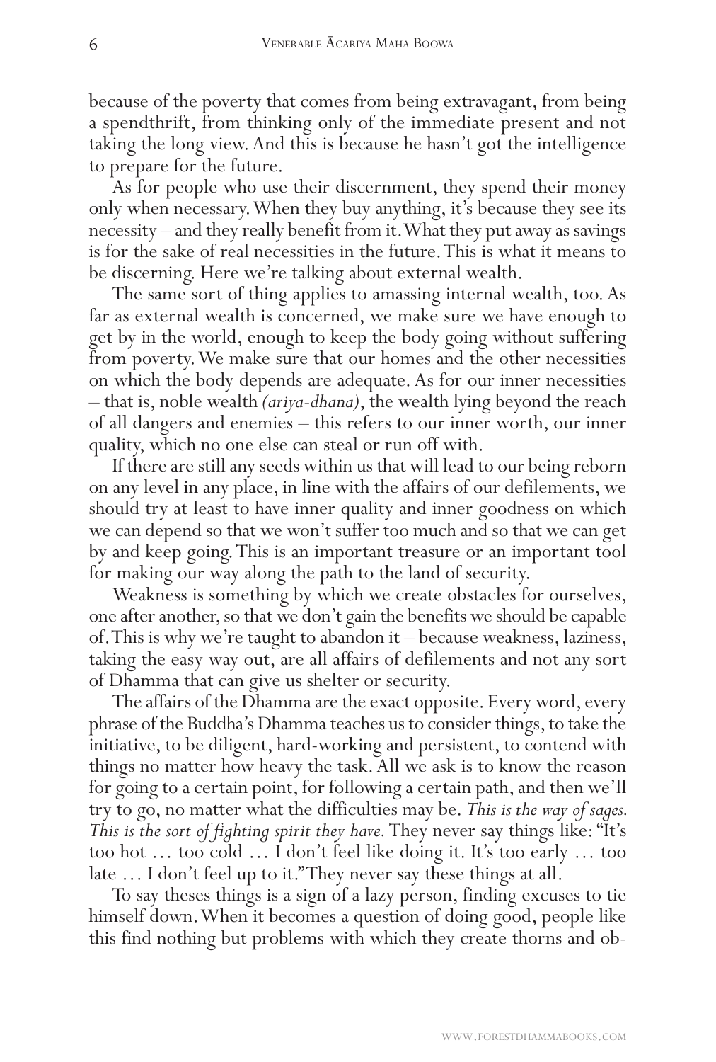because of the poverty that comes from being extravagant, from being a spendthrift, from thinking only of the immediate present and not taking the long view. And this is because he hasn't got the intelligence to prepare for the future.

As for people who use their discernment, they spend their money only when necessary. When they buy anything, it's because they see its necessity – and they really benefit from it. What they put away as savings is for the sake of real necessities in the future. This is what it means to be discerning. Here we're talking about external wealth.

The same sort of thing applies to amassing internal wealth, too. As far as external wealth is concerned, we make sure we have enough to get by in the world, enough to keep the body going without suffering from poverty. We make sure that our homes and the other necessities on which the body depends are adequate. As for our inner necessities – that is, noble wealth *(ariya-dhana)*, the wealth lying beyond the reach of all dangers and enemies – this refers to our inner worth, our inner quality, which no one else can steal or run off with.

If there are still any seeds within us that will lead to our being reborn on any level in any place, in line with the affairs of our defilements, we should try at least to have inner quality and inner goodness on which we can depend so that we won't suffer too much and so that we can get by and keep going. This is an important treasure or an important tool for making our way along the path to the land of security.

Weakness is something by which we create obstacles for ourselves, one after another, so that we don't gain the benefits we should be capable of. This is why we're taught to abandon it – because weakness, laziness, taking the easy way out, are all affairs of defilements and not any sort of Dhamma that can give us shelter or security.

The affairs of the Dhamma are the exact opposite. Every word, every phrase of the Buddha's Dhamma teaches us to consider things, to take the initiative, to be diligent, hard-working and persistent, to contend with things no matter how heavy the task. All we ask is to know the reason for going to a certain point, for following a certain path, and then we'll try to go, no matter what the difficulties may be. *This is the way of sages. This is the sort of fighting spirit they have.* They never say things like: "It's too hot … too cold … I don't feel like doing it. It's too early … too late … I don't feel up to it." They never say these things at all.

To say theses things is a sign of a lazy person, finding excuses to tie himself down. When it becomes a question of doing good, people like this find nothing but problems with which they create thorns and ob-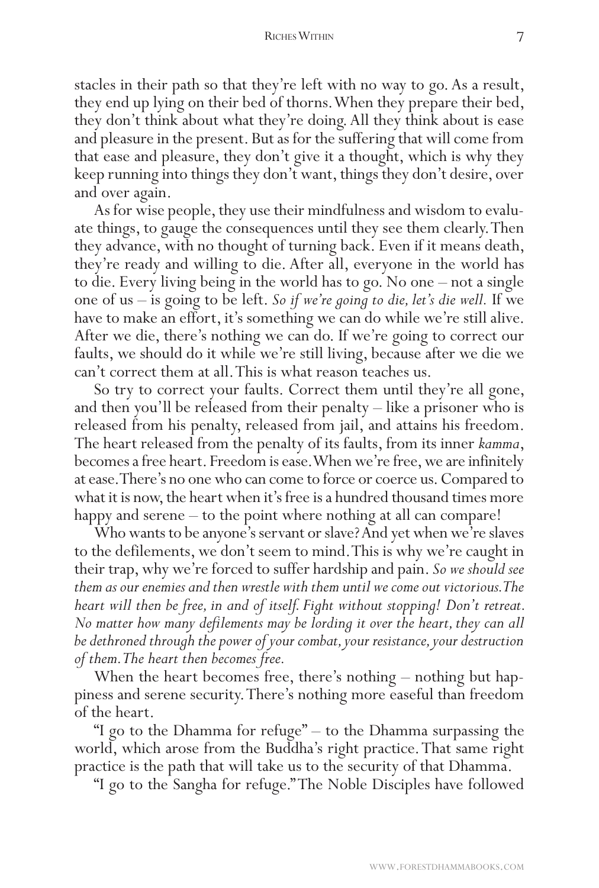stacles in their path so that they're left with no way to go. As a result, they end up lying on their bed of thorns. When they prepare their bed, they don't think about what they're doing. All they think about is ease and pleasure in the present. But as for the suffering that will come from that ease and pleasure, they don't give it a thought, which is why they keep running into things they don't want, things they don't desire, over and over again.

As for wise people, they use their mindfulness and wisdom to evaluate things, to gauge the consequences until they see them clearly. Then they advance, with no thought of turning back. Even if it means death, they're ready and willing to die. After all, everyone in the world has to die. Every living being in the world has to go. No one – not a single one of us – is going to be left. *So if we're going to die, let's die well.* If we have to make an effort, it's something we can do while we're still alive. After we die, there's nothing we can do. If we're going to correct our faults, we should do it while we're still living, because after we die we can't correct them at all. This is what reason teaches us.

So try to correct your faults. Correct them until they're all gone, and then you'll be released from their penalty – like a prisoner who is released from his penalty, released from jail, and attains his freedom. The heart released from the penalty of its faults, from its inner *kamma*, becomes a free heart. Freedom is ease. When we're free, we are infinitely at ease. There's no one who can come to force or coerce us. Compared to what it is now, the heart when it's free is a hundred thousand times more happy and serene – to the point where nothing at all can compare!

Who wants to be anyone's servant or slave? And yet when we're slaves to the defilements, we don't seem to mind. This is why we're caught in their trap, why we're forced to suffer hardship and pain. *So we should see them as our enemies and then wrestle with them until we come out victorious. The heart will then be free, in and of itself. Fight without stopping! Don't retreat. No matter how many defilements may be lording it over the heart, they can all be dethroned through the power of your combat, your resistance, your destruction of them. The heart then becomes free.*

When the heart becomes free, there's nothing – nothing but happiness and serene security. There's nothing more easeful than freedom of the heart.

"I go to the Dhamma for refuge" – to the Dhamma surpassing the world, which arose from the Buddha's right practice. That same right practice is the path that will take us to the security of that Dhamma.

"I go to the Sangha for refuge." The Noble Disciples have followed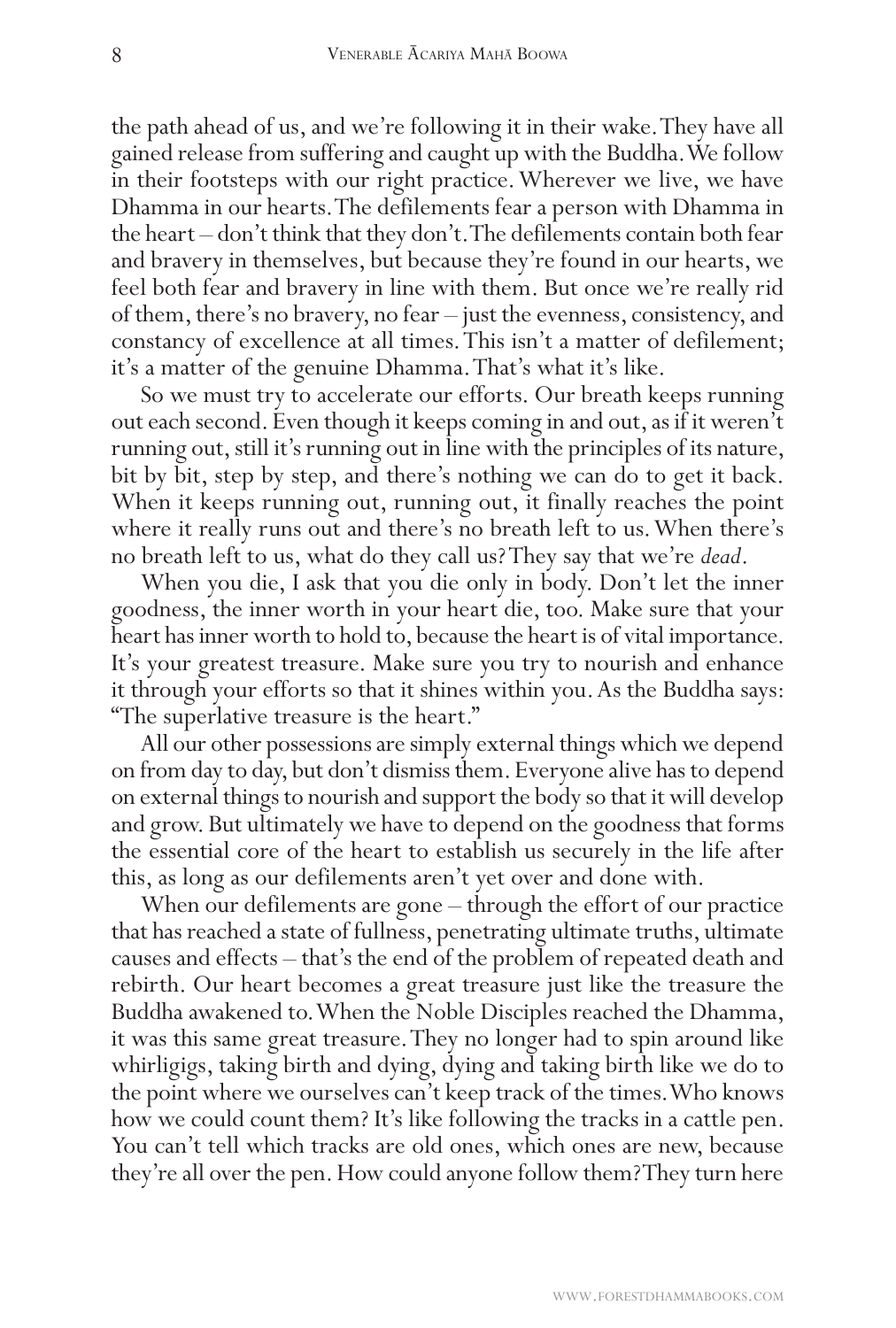the path ahead of us, and we're following it in their wake. They have all gained release from suffering and caught up with the Buddha. We follow in their footsteps with our right practice. Wherever we live, we have Dhamma in our hearts. The defilements fear a person with Dhamma in the heart – don't think that they don't. The defilements contain both fear and bravery in themselves, but because they're found in our hearts, we feel both fear and bravery in line with them. But once we're really rid of them, there's no bravery, no fear – just the evenness, consistency, and constancy of excellence at all times. This isn't a matter of defilement; it's a matter of the genuine Dhamma. That's what it's like.

So we must try to accelerate our efforts. Our breath keeps running out each second. Even though it keeps coming in and out, as if it weren't running out, still it's running out in line with the principles of its nature, bit by bit, step by step, and there's nothing we can do to get it back. When it keeps running out, running out, it finally reaches the point where it really runs out and there's no breath left to us. When there's no breath left to us, what do they call us? They say that we're *dead*.

When you die, I ask that you die only in body. Don't let the inner goodness, the inner worth in your heart die, too. Make sure that your heart has inner worth to hold to, because the heart is of vital importance. It's your greatest treasure. Make sure you try to nourish and enhance it through your efforts so that it shines within you. As the Buddha says: "The superlative treasure is the heart."

All our other possessions are simply external things which we depend on from day to day, but don't dismiss them. Everyone alive has to depend on external things to nourish and support the body so that it will develop and grow. But ultimately we have to depend on the goodness that forms the essential core of the heart to establish us securely in the life after this, as long as our defilements aren't yet over and done with.

When our defilements are gone – through the effort of our practice that has reached a state of fullness, penetrating ultimate truths, ultimate causes and effects – that's the end of the problem of repeated death and rebirth. Our heart becomes a great treasure just like the treasure the Buddha awakened to. When the Noble Disciples reached the Dhamma, it was this same great treasure. They no longer had to spin around like whirligigs, taking birth and dying, dying and taking birth like we do to the point where we ourselves can't keep track of the times. Who knows how we could count them? It's like following the tracks in a cattle pen. You can't tell which tracks are old ones, which ones are new, because they're all over the pen. How could anyone follow them? They turn here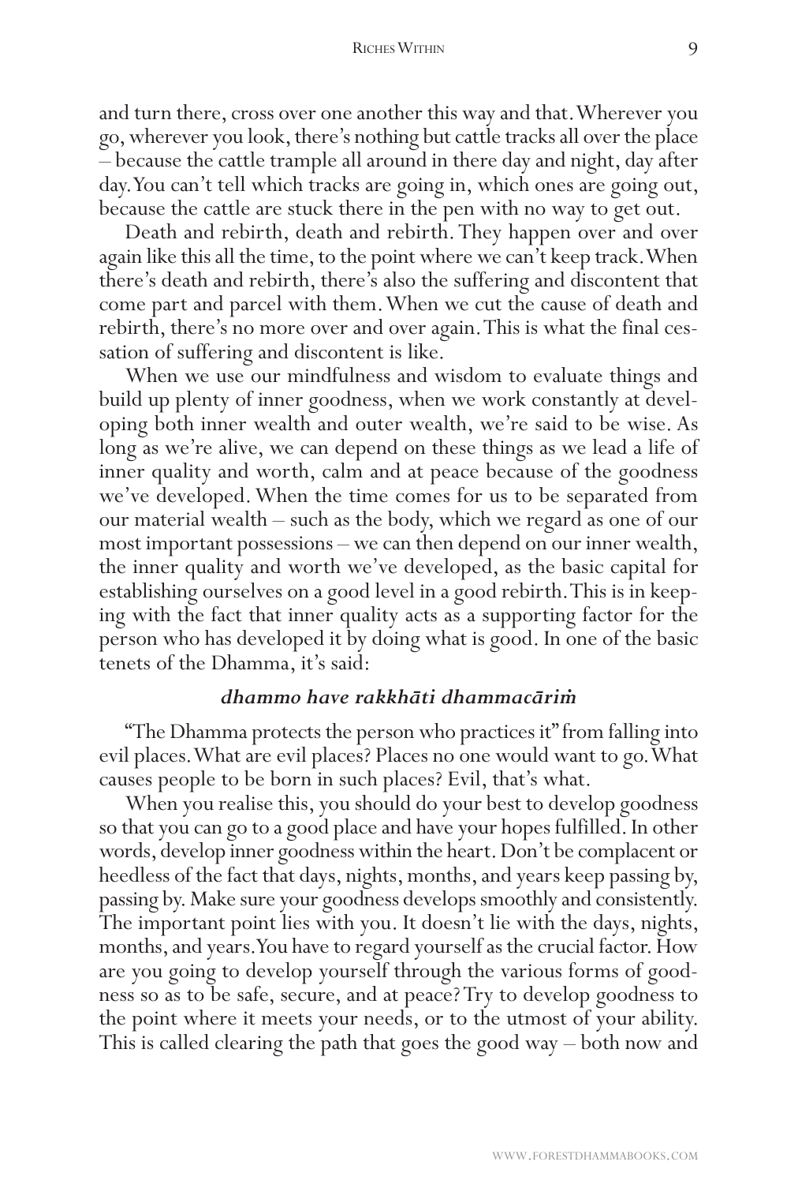and turn there, cross over one another this way and that. Wherever you go, wherever you look, there's nothing but cattle tracks all over the place – because the cattle trample all around in there day and night, day after day. You can't tell which tracks are going in, which ones are going out, because the cattle are stuck there in the pen with no way to get out.

Death and rebirth, death and rebirth. They happen over and over again like this all the time, to the point where we can't keep track. When there's death and rebirth, there's also the suffering and discontent that come part and parcel with them. When we cut the cause of death and rebirth, there's no more over and over again. This is what the final cessation of suffering and discontent is like.

When we use our mindfulness and wisdom to evaluate things and build up plenty of inner goodness, when we work constantly at developing both inner wealth and outer wealth, we're said to be wise. As long as we're alive, we can depend on these things as we lead a life of inner quality and worth, calm and at peace because of the goodness we've developed. When the time comes for us to be separated from our material wealth – such as the body, which we regard as one of our most important possessions – we can then depend on our inner wealth, the inner quality and worth we've developed, as the basic capital for establishing ourselves on a good level in a good rebirth. This is in keeping with the fact that inner quality acts as a supporting factor for the person who has developed it by doing what is good. In one of the basic tenets of the Dhamma, it's said:

***dhammo have rakkhāti dhammacāriṁ***

"The Dhamma protects the person who practices it" from falling into evil places. What are evil places? Places no one would want to go. What causes people to be born in such places? Evil, that's what.

When you realise this, you should do your best to develop goodness so that you can go to a good place and have your hopes fulfilled. In other words, develop inner goodness within the heart. Don't be complacent or heedless of the fact that days, nights, months, and years keep passing by, passing by. Make sure your goodness develops smoothly and consistently. The important point lies with you. It doesn't lie with the days, nights, months, and years. You have to regard yourself as the crucial factor. How are you going to develop yourself through the various forms of goodness so as to be safe, secure, and at peace? Try to develop goodness to the point where it meets your needs, or to the utmost of your ability. This is called clearing the path that goes the good way – both now and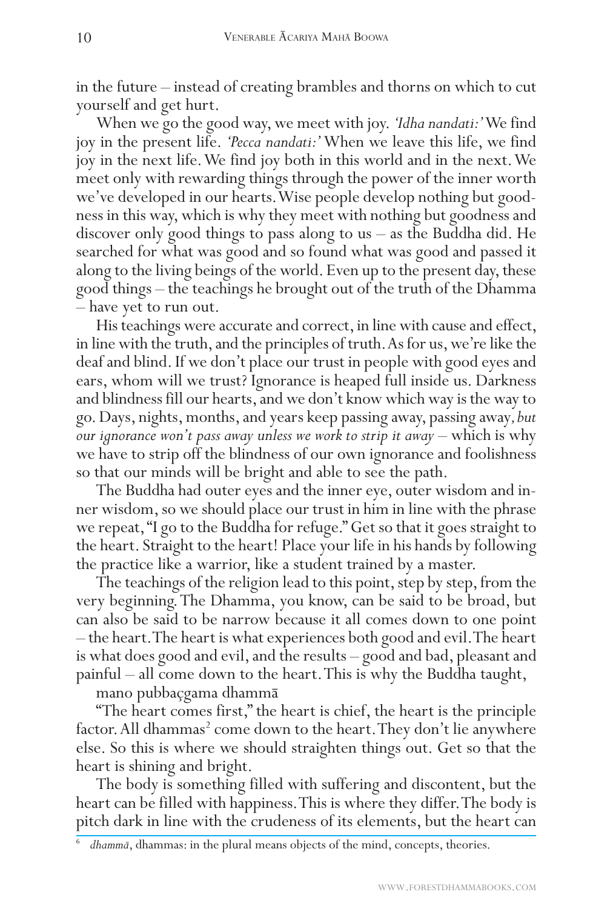in the future – instead of creating brambles and thorns on which to cut yourself and get hurt.

When we go the good way, we meet with joy. *'Idha nandati:'* We find joy in the present life. *'Pecca nandati:'* When we leave this life, we find joy in the next life. We find joy both in this world and in the next. We meet only with rewarding things through the power of the inner worth we've developed in our hearts. Wise people develop nothing but goodness in this way, which is why they meet with nothing but goodness and discover only good things to pass along to us – as the Buddha did. He searched for what was good and so found what was good and passed it along to the living beings of the world. Even up to the present day, these good things – the teachings he brought out of the truth of the Dhamma – have yet to run out.

His teachings were accurate and correct, in line with cause and effect, in line with the truth, and the principles of truth. As for us, we're like the deaf and blind. If we don't place our trust in people with good eyes and ears, whom will we trust? Ignorance is heaped full inside us. Darkness and blindness fill our hearts, and we don't know which way is the way to go. Days, nights, months, and years keep passing away, passing away*, but our ignorance won't pass away unless we work to strip it away* – which is why we have to strip off the blindness of our own ignorance and foolishness so that our minds will be bright and able to see the path.

The Buddha had outer eyes and the inner eye, outer wisdom and inner wisdom, so we should place our trust in him in line with the phrase we repeat, "I go to the Buddha for refuge." Get so that it goes straight to the heart. Straight to the heart! Place your life in his hands by following the practice like a warrior, like a student trained by a master.

The teachings of the religion lead to this point, step by step, from the very beginning. The Dhamma, you know, can be said to be broad, but can also be said to be narrow because it all comes down to one point – the heart. The heart is what experiences both good and evil. The heart is what does good and evil, and the results – good and bad, pleasant and painful – all come down to the heart. This is why the Buddha taught,

mano pubbaçgama dhammā

"The heart comes first," the heart is chief, the heart is the principle factor. All dhammas[2] come down to the heart. They don't lie anywhere else. So this is where we should straighten things out. Get so that the heart is shining and bright.

The body is something filled with suffering and discontent, but the heart can be filled with happiness. This is where they differ. The body is pitch dark in line with the crudeness of its elements, but the heart can

[6] *dhammā*, dhammas: in the plural means objects of the mind, concepts, theories.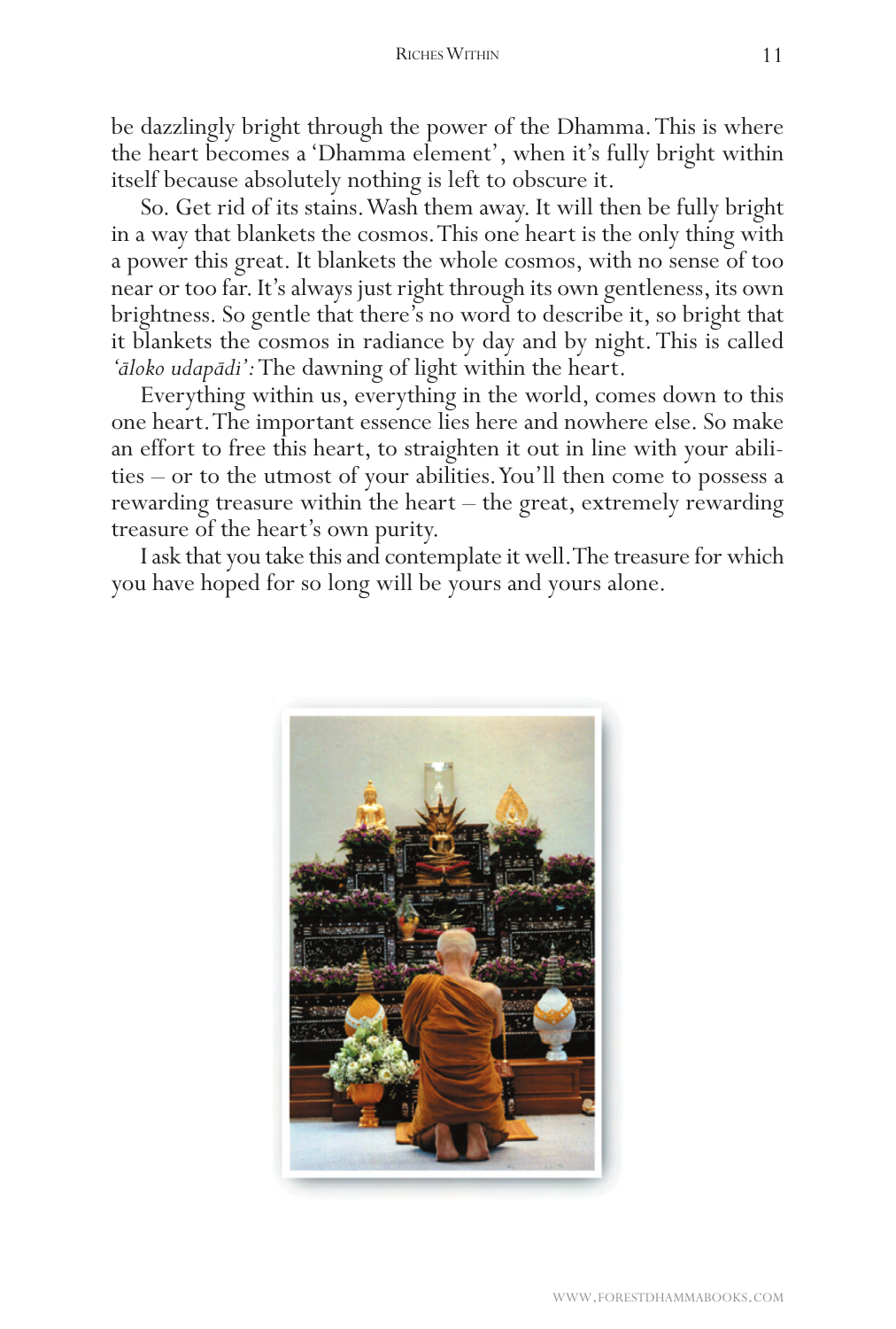be dazzlingly bright through the power of the Dhamma. This is where the heart becomes a 'Dhamma element', when it's fully bright within itself because absolutely nothing is left to obscure it.

So. Get rid of its stains. Wash them away. It will then be fully bright in a way that blankets the cosmos. This one heart is the only thing with a power this great. It blankets the whole cosmos, with no sense of too near or too far. It's always just right through its own gentleness, its own brightness. So gentle that there's no word to describe it, so bright that it blankets the cosmos in radiance by day and by night. This is called *'āloko udapādi':* The dawning of light within the heart.

Everything within us, everything in the world, comes down to this one heart. The important essence lies here and nowhere else. So make an effort to free this heart, to straighten it out in line with your abilities – or to the utmost of your abilities. You'll then come to possess a rewarding treasure within the heart – the great, extremely rewarding treasure of the heart's own purity.

I ask that you take this and contemplate it well. The treasure for which you have hoped for so long will be yours and yours alone.